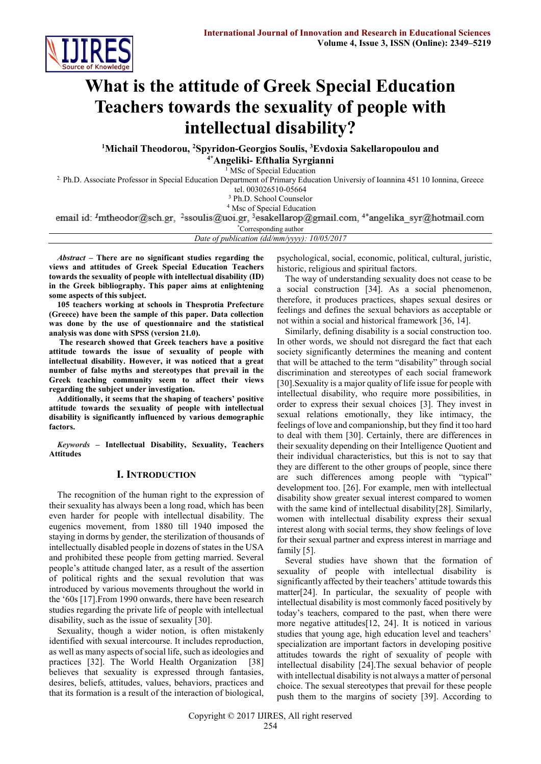# What is the attitude of Greek Special Education Teachers towards the sexuality of people with intellectual disability?

**[1]Michail Theodorou, [2]Spyridon-Georgios Soulis, [3]Evdoxia Sakellaropoulou and [4*]Angeliki- Efthalia Syrgianni**

[1] MSc of Special Education

[2] Ph.D. Associate Professor in Special Education Department of Primary Education Universiy of Ioannina 451 10 Ionnina, Greece tel. 003026510-05664

[3] Ph.D. School Counselor

[4] Msc of Special Education

email id: [1]mtheodor@sch.gr, [2]ssoulis@uoi.gr, [3]esakellarop@gmail.com, [4*]angelika_syr@hotmail.com

*Corresponding author

*Date of publication (dd/mm/yyyy): 10/05/2017*

***Abstract*** **– There are no significant studies regarding the views and attitudes of Greek Special Education Teachers towards the sexuality of people with intellectual disability (ID) in the Greek bibliography. This paper aims at enlightening some aspects of this subject.**

**105 teachers working at schools in Thesprotia Prefecture (Greece) have been the sample of this paper. Data collection was done by the use of questionnaire and the statistical analysis was done with SPSS (version 21.0).**

**The research showed that Greek teachers have a positive attitude towards the issue of sexuality of people with intellectual disability. However, it was noticed that a great number of false myths and stereotypes that prevail in the Greek teaching community seem to affect their views regarding the subject under investigation.**

**Additionally, it seems that the shaping of teachers' positive attitude towards the sexuality of people with intellectual disability is significantly influenced by various demographic factors.**

***Keywords*** **– Intellectual Disability, Sexuality, Teachers Attitudes**

## I. Introduction

The recognition of the human right to the expression of their sexuality has always been a long road, which has been even harder for people with intellectual disability. The eugenics movement, from 1880 till 1940 imposed the staying in dorms by gender, the sterilization of thousands of intellectually disabled people in dozens of states in the USA and prohibited these people from getting married. Several people's attitude changed later, as a result of the assertion of political rights and the sexual revolution that was introduced by various movements throughout the world in the '60s [17].From 1990 onwards, there have been research studies regarding the private life of people with intellectual disability, such as the issue of sexuality [30].

Sexuality, though a wider notion, is often mistakenly identified with sexual intercourse. It includes reproduction, as well as many aspects of social life, such as ideologies and practices [32]. The World Health Organization [38] believes that sexuality is expressed through fantasies, desires, beliefs, attitudes, values, behaviors, practices and that its formation is a result of the interaction of biological, psychological, social, economic, political, cultural, juristic, historic, religious and spiritual factors.

The way of understanding sexuality does not cease to be a social construction [34]. As a social phenomenon, therefore, it produces practices, shapes sexual desires or feelings and defines the sexual behaviors as acceptable or not within a social and historical framework [36, 14].

Similarly, defining disability is a social construction too. In other words, we should not disregard the fact that each society significantly determines the meaning and content that will be attached to the term "disability" through social discrimination and stereotypes of each social framework [30].Sexuality is a major quality of life issue for people with intellectual disability, who require more possibilities, in order to express their sexual choices [3]. They invest in sexual relations emotionally, they like intimacy, the feelings of love and companionship, but they find it too hard to deal with them [30]. Certainly, there are differences in their sexuality depending on their Intelligence Quotient and their individual characteristics, but this is not to say that they are different to the other groups of people, since there are such differences among people with "typical" development too. [26]. For example, men with intellectual disability show greater sexual interest compared to women with the same kind of intellectual disability[28]. Similarly, women with intellectual disability express their sexual interest along with social terms, they show feelings of love for their sexual partner and express interest in marriage and family [5].

Several studies have shown that the formation of sexuality of people with intellectual disability is significantly affected by their teachers' attitude towards this matter[24]. In particular, the sexuality of people with intellectual disability is most commonly faced positively by today's teachers, compared to the past, when there were more negative attitudes[12, 24]. It is noticed in various studies that young age, high education level and teachers' specialization are important factors in developing positive attitudes towards the right of sexuality of people with intellectual disability [24].The sexual behavior of people with intellectual disability is not always a matter of personal choice. The sexual stereotypes that prevail for these people push them to the margins of society [39]. According to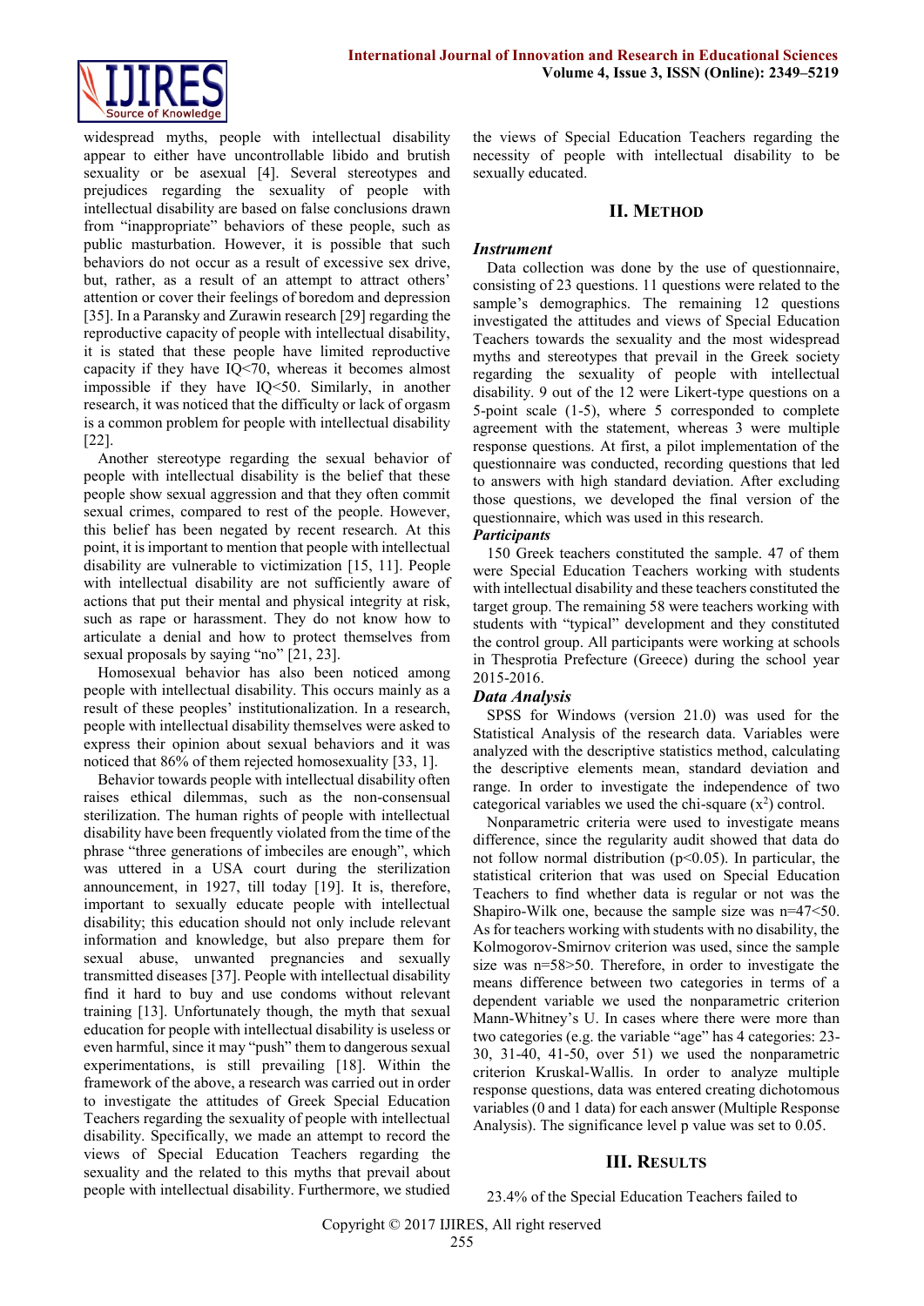widespread myths, people with intellectual disability appear to either have uncontrollable libido and brutish sexuality or be asexual [4]. Several stereotypes and prejudices regarding the sexuality of people with intellectual disability are based on false conclusions drawn from "inappropriate" behaviors of these people, such as public masturbation. However, it is possible that such behaviors do not occur as a result of excessive sex drive, but, rather, as a result of an attempt to attract others' attention or cover their feelings of boredom and depression [35]. In a Paransky and Zurawin research [29] regarding the reproductive capacity of people with intellectual disability, it is stated that these people have limited reproductive capacity if they have IQ<70, whereas it becomes almost impossible if they have IQ<50. Similarly, in another research, it was noticed that the difficulty or lack of orgasm is a common problem for people with intellectual disability [22].

Another stereotype regarding the sexual behavior of people with intellectual disability is the belief that these people show sexual aggression and that they often commit sexual crimes, compared to rest of the people. However, this belief has been negated by recent research. At this point, it is important to mention that people with intellectual disability are vulnerable to victimization [15, 11]. People with intellectual disability are not sufficiently aware of actions that put their mental and physical integrity at risk, such as rape or harassment. They do not know how to articulate a denial and how to protect themselves from sexual proposals by saying "no" [21, 23].

Homosexual behavior has also been noticed among people with intellectual disability. This occurs mainly as a result of these peoples' institutionalization. In a research, people with intellectual disability themselves were asked to express their opinion about sexual behaviors and it was noticed that 86% of them rejected homosexuality [33, 1].

Behavior towards people with intellectual disability often raises ethical dilemmas, such as the non-consensual sterilization. The human rights of people with intellectual disability have been frequently violated from the time of the phrase "three generations of imbeciles are enough", which was uttered in a USA court during the sterilization announcement, in 1927, till today [19]. It is, therefore, important to sexually educate people with intellectual disability; this education should not only include relevant information and knowledge, but also prepare them for sexual abuse, unwanted pregnancies and sexually transmitted diseases [37]. People with intellectual disability find it hard to buy and use condoms without relevant training [13]. Unfortunately though, the myth that sexual education for people with intellectual disability is useless or even harmful, since it may "push" them to dangerous sexual experimentations, is still prevailing [18]. Within the framework of the above, a research was carried out in order to investigate the attitudes of Greek Special Education Teachers regarding the sexuality of people with intellectual disability. Specifically, we made an attempt to record the views of Special Education Teachers regarding the sexuality and the related to this myths that prevail about people with intellectual disability. Furthermore, we studied the views of Special Education Teachers regarding the necessity of people with intellectual disability to be sexually educated.

## II. Method

### *Instrument*

Data collection was done by the use of questionnaire, consisting of 23 questions. 11 questions were related to the sample's demographics. The remaining 12 questions investigated the attitudes and views of Special Education Teachers towards the sexuality and the most widespread myths and stereotypes that prevail in the Greek society regarding the sexuality of people with intellectual disability. 9 out of the 12 were Likert-type questions on a 5-point scale (1-5), where 5 corresponded to complete agreement with the statement, whereas 3 were multiple response questions. At first, a pilot implementation of the questionnaire was conducted, recording questions that led to answers with high standard deviation. After excluding those questions, we developed the final version of the questionnaire, which was used in this research.

### *Participants*

150 Greek teachers constituted the sample. 47 of them were Special Education Teachers working with students with intellectual disability and these teachers constituted the target group. The remaining 58 were teachers working with students with "typical" development and they constituted the control group. All participants were working at schools in Thesprotia Prefecture (Greece) during the school year 2015-2016.

### *Data Analysis*

SPSS for Windows (version 21.0) was used for the Statistical Analysis of the research data. Variables were analyzed with the descriptive statistics method, calculating the descriptive elements mean, standard deviation and range. In order to investigate the independence of two categorical variables we used the chi-square ($x^2$) control.

Nonparametric criteria were used to investigate means difference, since the regularity audit showed that data do not follow normal distribution ($p<0.05$). In particular, the statistical criterion that was used on Special Education Teachers to find whether data is regular or not was the Shapiro-Wilk one, because the sample size was n=47<50. As for teachers working with students with no disability, the Kolmogorov-Smirnov criterion was used, since the sample size was n=58>50. Therefore, in order to investigate the means difference between two categories in terms of a dependent variable we used the nonparametric criterion Mann-Whitney's U. In cases where there were more than two categories (e.g. the variable "age" has 4 categories: 23-30, 31-40, 41-50, over 51) we used the nonparametric criterion Kruskal-Wallis. In order to analyze multiple response questions, data was entered creating dichotomous variables (0 and 1 data) for each answer (Multiple Response Analysis). The significance level p value was set to 0.05.

## III. Results

23.4% of the Special Education Teachers failed to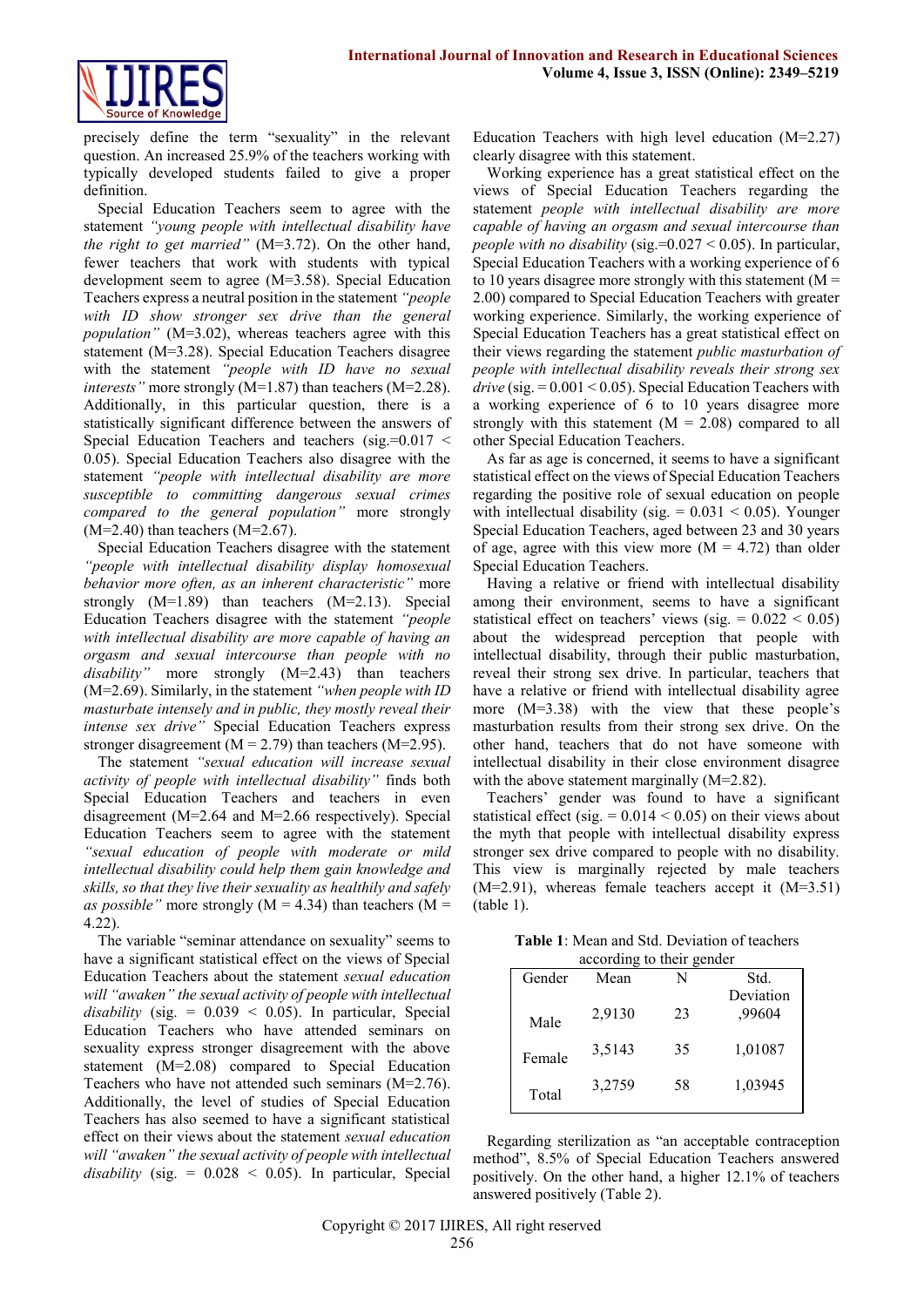precisely define the term "sexuality" in the relevant question. An increased 25.9% of the teachers working with typically developed students failed to give a proper definition.

Special Education Teachers seem to agree with the statement *"young people with intellectual disability have the right to get married"* (M=3.72). On the other hand, fewer teachers that work with students with typical development seem to agree (M=3.58). Special Education Teachers express a neutral position in the statement *"people with ID show stronger sex drive than the general population"* (M=3.02), whereas teachers agree with this statement (M=3.28). Special Education Teachers disagree with the statement *"people with ID have no sexual interests"* more strongly (M=1.87) than teachers (M=2.28). Additionally, in this particular question, there is a statistically significant difference between the answers of Special Education Teachers and teachers (sig.=0.017 < 0.05). Special Education Teachers also disagree with the statement *"people with intellectual disability are more susceptible to committing dangerous sexual crimes compared to the general population"* more strongly (M=2.40) than teachers (M=2.67).

Special Education Teachers disagree with the statement *"people with intellectual disability display homosexual behavior more often, as an inherent characteristic"* more strongly (M=1.89) than teachers (M=2.13). Special Education Teachers disagree with the statement *"people with intellectual disability are more capable of having an orgasm and sexual intercourse than people with no disability"* more strongly (M=2.43) than teachers (M=2.69). Similarly, in the statement *"when people with ID masturbate intensely and in public, they mostly reveal their intense sex drive"* Special Education Teachers express stronger disagreement (M = 2.79) than teachers (M=2.95).

The statement *"sexual education will increase sexual activity of people with intellectual disability"* finds both Special Education Teachers and teachers in even disagreement (M=2.64 and M=2.66 respectively). Special Education Teachers seem to agree with the statement *"sexual education of people with moderate or mild intellectual disability could help them gain knowledge and skills, so that they live their sexuality as healthily and safely as possible"* more strongly (M = 4.34) than teachers (M = 4.22).

The variable "seminar attendance on sexuality" seems to have a significant statistical effect on the views of Special Education Teachers about the statement *sexual education will "awaken" the sexual activity of people with intellectual disability* (sig. = 0.039 < 0.05). In particular, Special Education Teachers who have attended seminars on sexuality express stronger disagreement with the above statement (M=2.08) compared to Special Education Teachers who have not attended such seminars (M=2.76). Additionally, the level of studies of Special Education Teachers has also seemed to have a significant statistical effect on their views about the statement *sexual education will "awaken" the sexual activity of people with intellectual disability* (sig. = 0.028 < 0.05). In particular, Special Education Teachers with high level education (M=2.27) clearly disagree with this statement.

Working experience has a great statistical effect on the views of Special Education Teachers regarding the statement *people with intellectual disability are more capable of having an orgasm and sexual intercourse than people with no disability* (sig.=0.027 < 0.05). In particular, Special Education Teachers with a working experience of 6 to 10 years disagree more strongly with this statement (M = 2.00) compared to Special Education Teachers with greater working experience. Similarly, the working experience of Special Education Teachers has a great statistical effect on their views regarding the statement *public masturbation of people with intellectual disability reveals their strong sex drive* (sig. = 0.001 < 0.05). Special Education Teachers with a working experience of 6 to 10 years disagree more strongly with this statement (M = 2.08) compared to all other Special Education Teachers.

As far as age is concerned, it seems to have a significant statistical effect on the views of Special Education Teachers regarding the positive role of sexual education on people with intellectual disability (sig. = 0.031 < 0.05). Younger Special Education Teachers, aged between 23 and 30 years of age, agree with this view more (M = 4.72) than older Special Education Teachers.

Having a relative or friend with intellectual disability among their environment, seems to have a significant statistical effect on teachers' views (sig. = 0.022 < 0.05) about the widespread perception that people with intellectual disability, through their public masturbation, reveal their strong sex drive. In particular, teachers that have a relative or friend with intellectual disability agree more (M=3.38) with the view that these people's masturbation results from their strong sex drive. On the other hand, teachers that do not have someone with intellectual disability in their close environment disagree with the above statement marginally (M=2.82).

Teachers' gender was found to have a significant statistical effect (sig. = 0.014 < 0.05) on their views about the myth that people with intellectual disability express stronger sex drive compared to people with no disability. This view is marginally rejected by male teachers (M=2.91), whereas female teachers accept it (M=3.51) (table 1).

**Table 1**: Mean and Std. Deviation of teachers according to their gender

| Gender | Mean | N | Std. Deviation |
|---|---|---|---|
| Male | 2,9130 | 23 | ,99604 |
| Female | 3,5143 | 35 | 1,01087 |
| Total | 3,2759 | 58 | 1,03945 |

Regarding sterilization as "an acceptable contraception method", 8.5% of Special Education Teachers answered positively. On the other hand, a higher 12.1% of teachers answered positively (Table 2).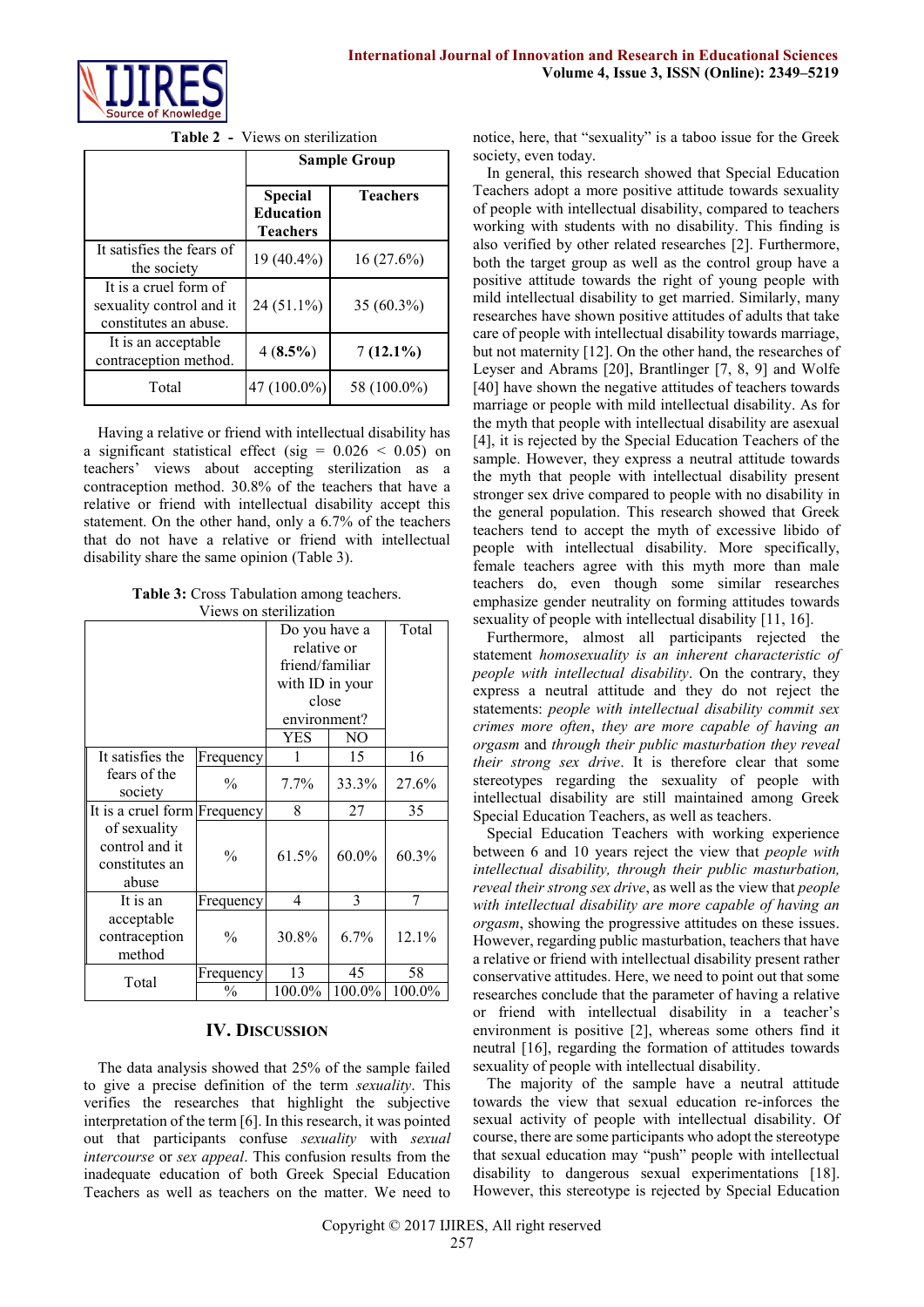**Table 2 - Views on sterilization**

| | Sample Group | |
|---|---|---|
| | **Special Education Teachers** | **Teachers** |
| It satisfies the fears of the society | 19 (40.4%) | 16 (27.6%) |
| It is a cruel form of sexuality control and it constitutes an abuse. | 24 (51.1%) | 35 (60.3%) |
| It is an acceptable contraception method. | 4 (**8.5%**) | 7 (**12.1%**) |
| Total | 47 (100.0%) | 58 (100.0%) |

Having a relative or friend with intellectual disability has a significant statistical effect (sig = 0.026 < 0.05) on teachers' views about accepting sterilization as a contraception method. 30.8% of the teachers that have a relative or friend with intellectual disability accept this statement. On the other hand, only a 6.7% of the teachers that do not have a relative or friend with intellectual disability share the same opinion (Table 3).

**Table 3:** Cross Tabulation among teachers. Views on sterilization

| | | Do you have a relative or friend/familiar with ID in your close environment? | | Total |
|---|---|---|---|---|
| | | YES | NO | |
| It satisfies the fears of the society | Frequency | 1 | 15 | 16 |
| | % | 7.7% | 33.3% | 27.6% |
| It is a cruel form of sexuality control and it constitutes an abuse | Frequency | 8 | 27 | 35 |
| | % | 61.5% | 60.0% | 60.3% |
| It is an acceptable contraception method | Frequency | 4 | 3 | 7 |
| | % | 30.8% | 6.7% | 12.1% |
| Total | Frequency | 13 | 45 | 58 |
| | % | 100.0% | 100.0% | 100.0% |

## IV. Discussion

The data analysis showed that 25% of the sample failed to give a precise definition of the term *sexuality*. This verifies the researches that highlight the subjective interpretation of the term [6]. In this research, it was pointed out that participants confuse *sexuality* with *sexual intercourse* or *sex appeal*. This confusion results from the inadequate education of both Greek Special Education Teachers as well as teachers on the matter. We need to notice, here, that "sexuality" is a taboo issue for the Greek society, even today.

In general, this research showed that Special Education Teachers adopt a more positive attitude towards sexuality of people with intellectual disability, compared to teachers working with students with no disability. This finding is also verified by other related researches [2]. Furthermore, both the target group as well as the control group have a positive attitude towards the right of young people with mild intellectual disability to get married. Similarly, many researches have shown positive attitudes of adults that take care of people with intellectual disability towards marriage, but not maternity [12]. On the other hand, the researches of Leyser and Abrams [20], Brantlinger [7, 8, 9] and Wolfe [40] have shown the negative attitudes of teachers towards marriage or people with mild intellectual disability. As for the myth that people with intellectual disability are asexual [4], it is rejected by the Special Education Teachers of the sample. However, they express a neutral attitude towards the myth that people with intellectual disability present stronger sex drive compared to people with no disability in the general population. This research showed that Greek teachers tend to accept the myth of excessive libido of people with intellectual disability. More specifically, female teachers agree with this myth more than male teachers do, even though some similar researches emphasize gender neutrality on forming attitudes towards sexuality of people with intellectual disability [11, 16].

Furthermore, almost all participants rejected the statement *homosexuality is an inherent characteristic of people with intellectual disability*. On the contrary, they express a neutral attitude and they do not reject the statements: *people with intellectual disability commit sex crimes more often*, *they are more capable of having an orgasm* and *through their public masturbation they reveal their strong sex drive*. It is therefore clear that some stereotypes regarding the sexuality of people with intellectual disability are still maintained among Greek Special Education Teachers, as well as teachers.

Special Education Teachers with working experience between 6 and 10 years reject the view that *people with intellectual disability, through their public masturbation, reveal their strong sex drive*, as well as the view that *people with intellectual disability are more capable of having an orgasm*, showing the progressive attitudes on these issues. However, regarding public masturbation, teachers that have a relative or friend with intellectual disability present rather conservative attitudes. Here, we need to point out that some researches conclude that the parameter of having a relative or friend with intellectual disability in a teacher's environment is positive [2], whereas some others find it neutral [16], regarding the formation of attitudes towards sexuality of people with intellectual disability.

The majority of the sample have a neutral attitude towards the view that sexual education re-inforces the sexual activity of people with intellectual disability. Of course, there are some participants who adopt the stereotype that sexual education may "push" people with intellectual disability to dangerous sexual experimentations [18]. However, this stereotype is rejected by Special Education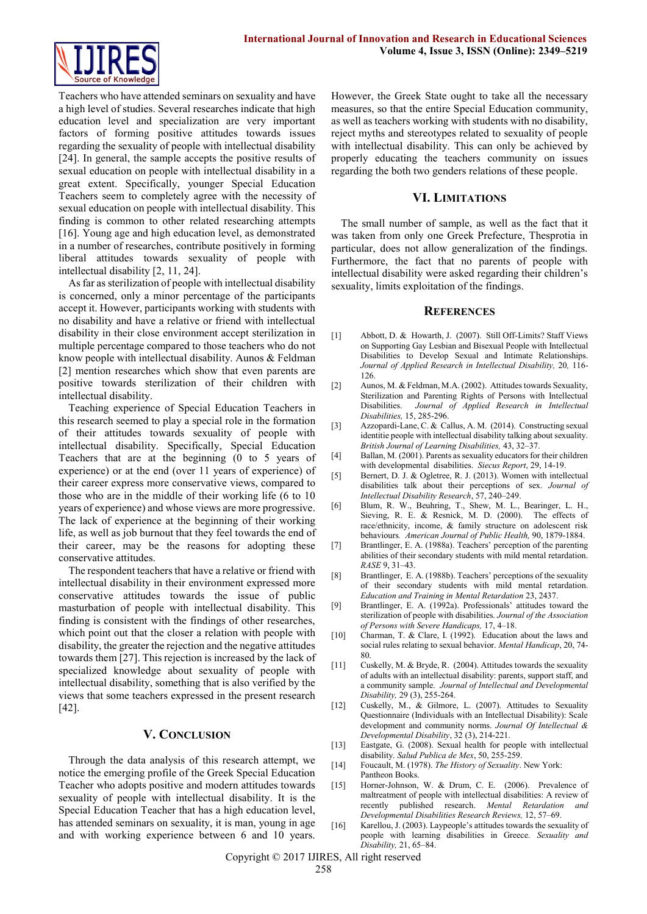Teachers who have attended seminars on sexuality and have a high level of studies. Several researches indicate that high education level and specialization are very important factors of forming positive attitudes towards issues regarding the sexuality of people with intellectual disability [24]. In general, the sample accepts the positive results of sexual education on people with intellectual disability in a great extent. Specifically, younger Special Education Teachers seem to completely agree with the necessity of sexual education on people with intellectual disability. This finding is common to other related researching attempts [16]. Young age and high education level, as demonstrated in a number of researches, contribute positively in forming liberal attitudes towards sexuality of people with intellectual disability [2, 11, 24].

As far as sterilization of people with intellectual disability is concerned, only a minor percentage of the participants accept it. However, participants working with students with no disability and have a relative or friend with intellectual disability in their close environment accept sterilization in multiple percentage compared to those teachers who do not know people with intellectual disability. Aunos & Feldman [2] mention researches which show that even parents are positive towards sterilization of their children with intellectual disability.

Teaching experience of Special Education Teachers in this research seemed to play a special role in the formation of their attitudes towards sexuality of people with intellectual disability. Specifically, Special Education Teachers that are at the beginning (0 to 5 years of experience) or at the end (over 11 years of experience) of their career express more conservative views, compared to those who are in the middle of their working life (6 to 10 years of experience) and whose views are more progressive. The lack of experience at the beginning of their working life, as well as job burnout that they feel towards the end of their career, may be the reasons for adopting these conservative attitudes.

The respondent teachers that have a relative or friend with intellectual disability in their environment expressed more conservative attitudes towards the issue of public masturbation of people with intellectual disability. This finding is consistent with the findings of other researches, which point out that the closer a relation with people with disability, the greater the rejection and the negative attitudes towards them [27]. This rejection is increased by the lack of specialized knowledge about sexuality of people with intellectual disability, something that is also verified by the views that some teachers expressed in the present research [42].

## V. Conclusion

Through the data analysis of this research attempt, we notice the emerging profile of the Greek Special Education Teacher who adopts positive and modern attitudes towards sexuality of people with intellectual disability. It is the Special Education Teacher that has a high education level, has attended seminars on sexuality, it is man, young in age and with working experience between 6 and 10 years. However, the Greek State ought to take all the necessary measures, so that the entire Special Education community, as well as teachers working with students with no disability, reject myths and stereotypes related to sexuality of people with intellectual disability. This can only be achieved by properly educating the teachers community on issues regarding the both two genders relations of these people.

## VI. Limitations

The small number of sample, as well as the fact that it was taken from only one Greek Prefecture, Thesprotia in particular, does not allow generalization of the findings. Furthermore, the fact that no parents of people with intellectual disability were asked regarding their children's sexuality, limits exploitation of the findings.

## References

[1] Abbott, D. & Howarth, J. (2007). Still Off-Limits? Staff Views on Supporting Gay Lesbian and Bisexual People with Intellectual Disabilities to Develop Sexual and Intimate Relationships. *Journal of Applied Research in Intellectual Disability,* 20, 116-126.

[2] Aunos, M. & Feldman, M.A. (2002). Attitudes towards Sexuality, Sterilization and Parenting Rights of Persons with Intellectual Disabilities. *Journal of Applied Research in Intellectual Disabilities,* 15, 285-296.

[3] Azzopardi-Lane, C. & Callus, A. M. (2014). Constructing sexual identitie people with intellectual disability talking about sexuality. *British Journal of Learning Disabilities,* 43, 32–37.

[4] Ballan, M. (2001). Parents as sexuality educators for their children with developmental disabilities. *Siecus Report*, 29, 14-19.

[5] Bernert, D. J. & Ogletree, R. J. (2013). Women with intellectual disabilities talk about their perceptions of sex. *Journal of Intellectual Disability Research*, 57, 240–249.

[6] Blum, R. W., Beuhring, T., Shew, M. L., Bearinger, L. H., Sieving, R. E. & Resnick, M. D. (2000). The effects of race/ethnicity, income, & family structure on adolescent risk behaviours. *American Journal of Public Health,* 90, 1879-1884.

[7] Brantlinger, E. A. (1988a). Teachers' perception of the parenting abilities of their secondary students with mild mental retardation. *RASE* 9, 31–43.

[8] Brantlinger, E. A. (1988b). Teachers' perceptions of the sexuality of their secondary students with mild mental retardation. *Education and Training in Mental Retardation* 23, 2437.

[9] Brantlinger, E. A. (1992a). Professionals' attitudes toward the sterilization of people with disabilities. *Journal of the Association of Persons with Severe Handicaps,* 17, 4–18.

[10] Charman, T. & Clare, I. (1992). Education about the laws and social rules relating to sexual behavior. *Mental Handicap*, 20, 74-80.

[11] Cuskelly, M. & Bryde, R. (2004). Attitudes towards the sexuality of adults with an intellectual disability: parents, support staff, and a community sample. *Journal of Intellectual and Developmental Disability,* 29 (3), 255-264.

[12] Cuskelly, M., & Gilmore, L. (2007). Attitudes to Sexuality Questionnaire (Individuals with an Intellectual Disability): Scale development and community norms. *Journal Of Intellectual & Developmental Disability*, 32 (3), 214-221.

[13] Eastgate, G. (2008). Sexual health for people with intellectual disability. *Salud Publica de Mex*, 50, 255-259.

[14] Foucault, M. (1978). *The History of Sexuality*. New York: Pantheon Books.

[15] Horner-Johnson, W. & Drum, C. E. (2006). Prevalence of maltreatment of people with intellectual disabilities: A review of recently published research. *Mental Retardation and Developmental Disabilities Research Reviews,* 12, 57–69.

[16] Karellou, J. (2003). Laypeople's attitudes towards the sexuality of people with learning disabilities in Greece. *Sexuality and Disability,* 21, 65–84.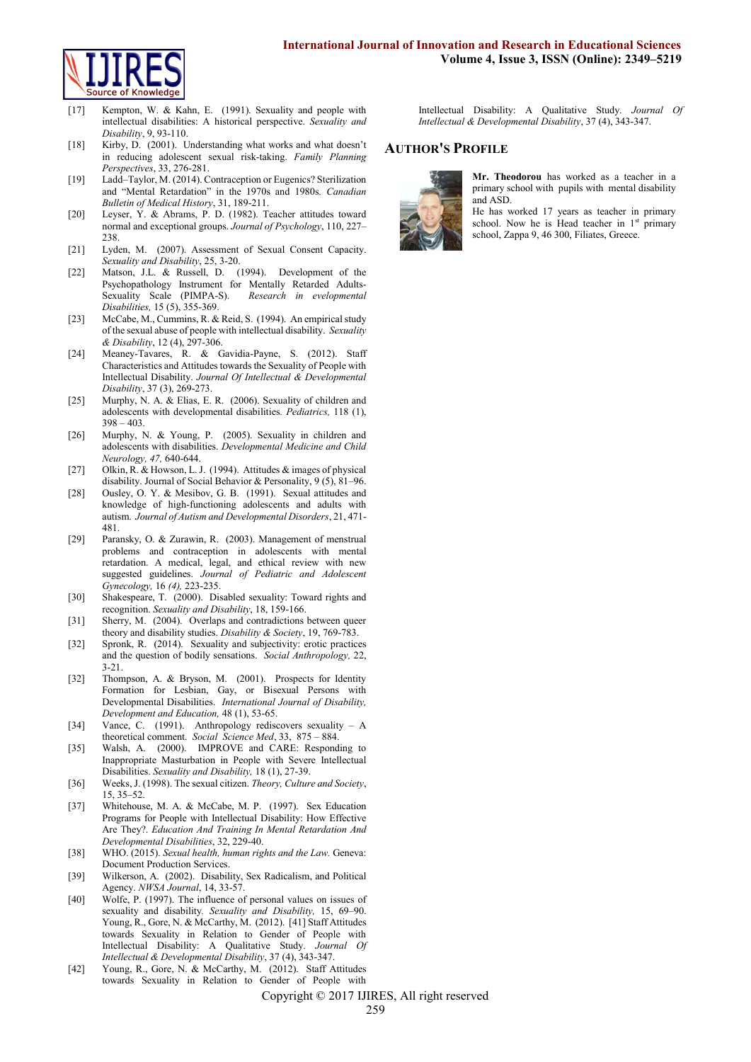[17] Kempton, W. & Kahn, E. (1991). Sexuality and people with intellectual disabilities: A historical perspective. *Sexuality and Disability*, 9, 93-110.

[18] Kirby, D. (2001). Understanding what works and what doesn't in reducing adolescent sexual risk-taking. *Family Planning Perspectives*, 33, 276-281.

[19] Ladd–Taylor, M. (2014). Contraception or Eugenics? Sterilization and "Mental Retardation" in the 1970s and 1980s. *Canadian Bulletin of Medical History*, 31, 189-211.

[20] Leyser, Y. & Abrams, P. D. (1982). Teacher attitudes toward normal and exceptional groups. *Journal of Psychology*, 110, 227–238.

[21] Lyden, M. (2007). Assessment of Sexual Consent Capacity. *Sexuality and Disability*, 25, 3-20.

[22] Matson, J.L. & Russell, D. (1994). Development of the Psychopathology Instrument for Mentally Retarded Adults-Sexuality Scale (PIMPA-S). *Research in evelopmental Disabilities,* 15 (5), 355-369.

[23] McCabe, M., Cummins, R. & Reid, S. (1994). An empirical study of the sexual abuse of people with intellectual disability. *Sexuality & Disability*, 12 (4), 297-306.

[24] Meaney-Tavares, R. & Gavidia-Payne, S. (2012). Staff Characteristics and Attitudes towards the Sexuality of People with Intellectual Disability. *Journal Of Intellectual & Developmental Disability*, 37 (3), 269-273.

[25] Murphy, N. A. & Elias, E. R. (2006). Sexuality of children and adolescents with developmental disabilities. *Pediatrics,* 118 (1), 398 – 403.

[26] Murphy, N. & Young, P. (2005). Sexuality in children and adolescents with disabilities. *Developmental Medicine and Child Neurology, 47,* 640-644.

[27] Olkin, R. & Howson, L. J. (1994). Attitudes & images of physical disability. Journal of Social Behavior & Personality, 9 (5), 81–96.

[28] Ousley, O. Y. & Mesibov, G. B. (1991). Sexual attitudes and knowledge of high-functioning adolescents and adults with autism. *Journal of Autism and Developmental Disorders*, 21, 471-481.

[29] Paransky, O. & Zurawin, R. (2003). Management of menstrual problems and contraception in adolescents with mental retardation. A medical, legal, and ethical review with new suggested guidelines. *Journal of Pediatric and Adolescent Gynecology,* 16 *(4),* 223-235.

[30] Shakespeare, T. (2000). Disabled sexuality: Toward rights and recognition. *Sexuality and Disability*, 18, 159-166.

[31] Sherry, M. (2004). Overlaps and contradictions between queer theory and disability studies. *Disability & Society*, 19, 769-783.

[32] Spronk, R. (2014). Sexuality and subjectivity: erotic practices and the question of bodily sensations. *Social Anthropology,* 22, 3-21.

[32] Thompson, A. & Bryson, M. (2001). Prospects for Identity Formation for Lesbian, Gay, or Bisexual Persons with Developmental Disabilities. *International Journal of Disability, Development and Education,* 48 (1), 53-65.

[34] Vance, C. (1991). Anthropology rediscovers sexuality – A theoretical comment. *Social Science Med*, 33, 875 – 884.

[35] Walsh, A. (2000). IMPROVE and CARE: Responding to Inappropriate Masturbation in People with Severe Intellectual Disabilities. *Sexuality and Disability,* 18 (1), 27-39.

[36] Weeks, J. (1998). The sexual citizen. *Theory, Culture and Society*, 15, 35–52.

[37] Whitehouse, M. A. & McCabe, M. P. (1997). Sex Education Programs for People with Intellectual Disability: How Effective Are They?. *Education And Training In Mental Retardation And Developmental Disabilities*, 32, 229-40.

[38] WHO. (2015). *Sexual health, human rights and the Law.* Geneva: Document Production Services.

[39] Wilkerson, A. (2002). Disability, Sex Radicalism, and Political Agency. *NWSA Journal*, 14, 33-57.

[40] Wolfe, P. (1997). The influence of personal values on issues of sexuality and disability. *Sexuality and Disability,* 15, 69–90. Young, R., Gore, N. & McCarthy, M. (2012). [41] Staff Attitudes towards Sexuality in Relation to Gender of People with Intellectual Disability: A Qualitative Study. *Journal Of Intellectual & Developmental Disability*, 37 (4), 343-347.

[42] Young, R., Gore, N. & McCarthy, M. (2012). Staff Attitudes towards Sexuality in Relation to Gender of People with Intellectual Disability: A Qualitative Study. *Journal Of Intellectual & Developmental Disability*, 37 (4), 343-347.

## Author's Profile

**Mr. Theodorou** has worked as a teacher in a primary school with pupils with mental disability and ASD.

He has worked 17 years as teacher in primary school. Now he is Head teacher in 1st primary school, Zappa 9, 46 300, Filiates, Greece.

Copyright © 2017 IJIRES, All right reserved